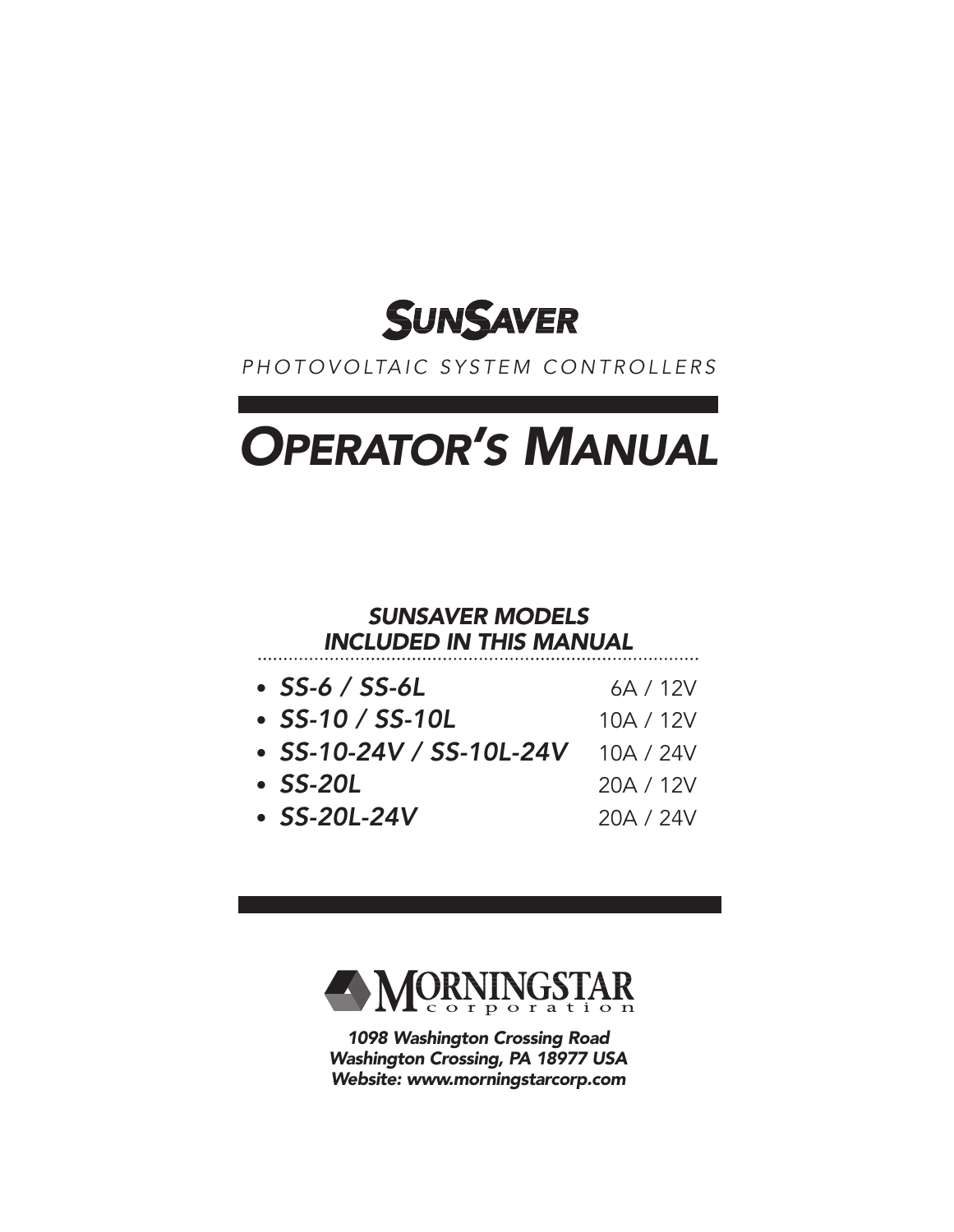# SunSaver

PHOTOVOLTAIC SYSTEM CONTROLLERS

# *Operator's Manual*

## *SUNSAVER MODELS INCLUDED IN THIS MANUAL*

| Model | Rating |
| --- | --- |
| ***SS-6 / SS-6L*** | 6A / 12V |
| ***SS-10 / SS-10L*** | 10A / 12V |
| ***SS-10-24V / SS-10L-24V*** | 10A / 24V |
| ***SS-20L*** | 20A / 12V |
| ***SS-20L-24V*** | 20A / 24V |

MORNINGSTAR corporation

***1098 Washington Crossing Road***
***Washington Crossing, PA 18977 USA***
***Website: www.morningstarcorp.com***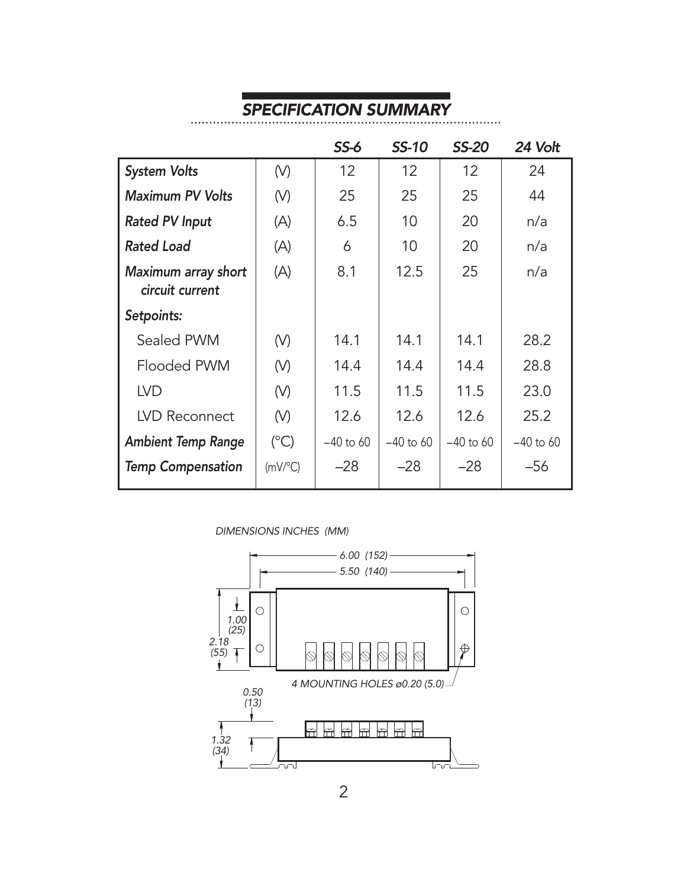## *SPECIFICATION SUMMARY*

| | | *SS-6* | *SS-10* | *SS-20* | *24 Volt* |
|---|---|---|---|---|---|
| ***System Volts*** | (V) | 12 | 12 | 12 | 24 |
| ***Maximum PV Volts*** | (V) | 25 | 25 | 25 | 44 |
| ***Rated PV Input*** | (A) | 6.5 | 10 | 20 | n/a |
| ***Rated Load*** | (A) | 6 | 10 | 20 | n/a |
| ***Maximum array short circuit current*** | (A) | 8.1 | 12.5 | 25 | n/a |
| ***Setpoints:*** | | | | | |
| Sealed PWM | (V) | 14.1 | 14.1 | 14.1 | 28.2 |
| Flooded PWM | (V) | 14.4 | 14.4 | 14.4 | 28.8 |
| LVD | (V) | 11.5 | 11.5 | 11.5 | 23.0 |
| LVD Reconnect | (V) | 12.6 | 12.6 | 12.6 | 25.2 |
| ***Ambient Temp Range*** | (°C) | –40 to 60 | –40 to 60 | –40 to 60 | –40 to 60 |
| ***Temp Compensation*** | (mV/°C) | –28 | –28 | –28 | –56 |

*DIMENSIONS INCHES (MM)*

6.00 (152)
5.50 (140)
1.00 (25)
2.18 (55)
4 MOUNTING HOLES ø0.20 (5.0)
0.50 (13)
1.32 (34)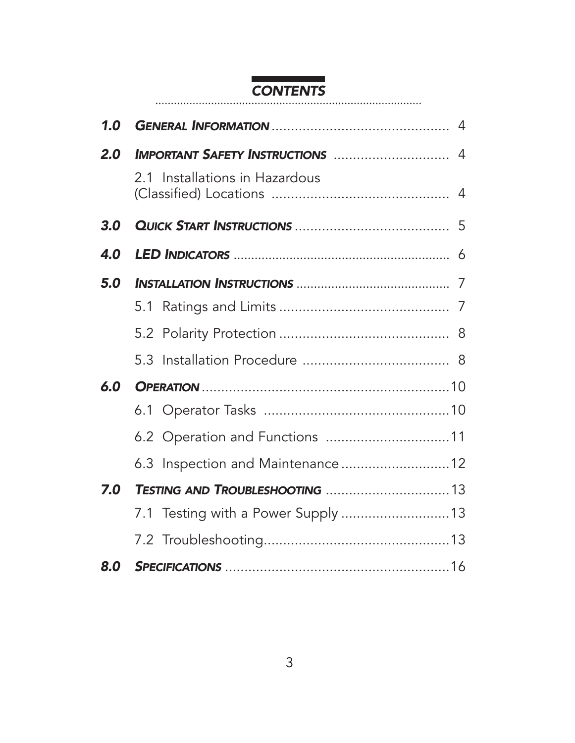# CONTENTS

| | | |
|---|---|---|
| ***1.0*** | ***GENERAL INFORMATION*** | 4 |
| ***2.0*** | ***IMPORTANT SAFETY INSTRUCTIONS*** | 4 |
| | 2.1 Installations in Hazardous (Classified) Locations | 4 |
| ***3.0*** | ***QUICK START INSTRUCTIONS*** | 5 |
| ***4.0*** | ***LED INDICATORS*** | 6 |
| ***5.0*** | ***INSTALLATION INSTRUCTIONS*** | 7 |
| | 5.1 Ratings and Limits | 7 |
| | 5.2 Polarity Protection | 8 |
| | 5.3 Installation Procedure | 8 |
| ***6.0*** | ***OPERATION*** | 10 |
| | 6.1 Operator Tasks | 10 |
| | 6.2 Operation and Functions | 11 |
| | 6.3 Inspection and Maintenance | 12 |
| ***7.0*** | ***TESTING AND TROUBLESHOOTING*** | 13 |
| | 7.1 Testing with a Power Supply | 13 |
| | 7.2 Troubleshooting | 13 |
| ***8.0*** | ***SPECIFICATIONS*** | 16 |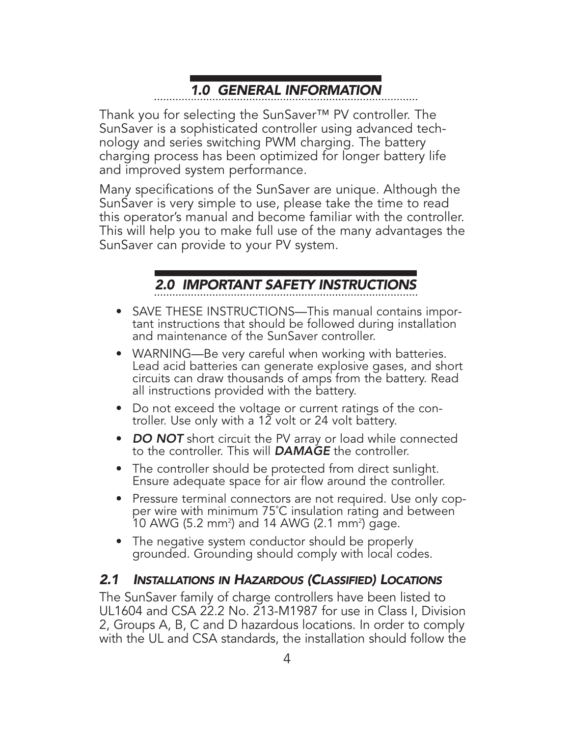## *1.0 GENERAL INFORMATION*

Thank you for selecting the SunSaver™ PV controller. The SunSaver is a sophisticated controller using advanced technology and series switching PWM charging. The battery charging process has been optimized for longer battery life and improved system performance.

Many specifications of the SunSaver are unique. Although the SunSaver is very simple to use, please take the time to read this operator's manual and become familiar with the controller. This will help you to make full use of the many advantages the SunSaver can provide to your PV system.

## *2.0 IMPORTANT SAFETY INSTRUCTIONS*

- SAVE THESE INSTRUCTIONS—This manual contains important instructions that should be followed during installation and maintenance of the SunSaver controller.
- WARNING—Be very careful when working with batteries. Lead acid batteries can generate explosive gases, and short circuits can draw thousands of amps from the battery. Read all instructions provided with the battery.
- Do not exceed the voltage or current ratings of the controller. Use only with a 12 volt or 24 volt battery.
- ***DO NOT*** short circuit the PV array or load while connected to the controller. This will ***DAMAGE*** the controller.
- The controller should be protected from direct sunlight. Ensure adequate space for air flow around the controller.
- Pressure terminal connectors are not required. Use only copper wire with minimum 75˚C insulation rating and between 10 AWG (5.2 $mm^2$) and 14 AWG (2.1 $mm^2$) gage.
- The negative system conductor should be properly grounded. Grounding should comply with local codes.

### *2.1 Installations in Hazardous (Classified) Locations*

The SunSaver family of charge controllers have been listed to UL1604 and CSA 22.2 No. 213-M1987 for use in Class I, Division 2, Groups A, B, C and D hazardous locations. In order to comply with the UL and CSA standards, the installation should follow the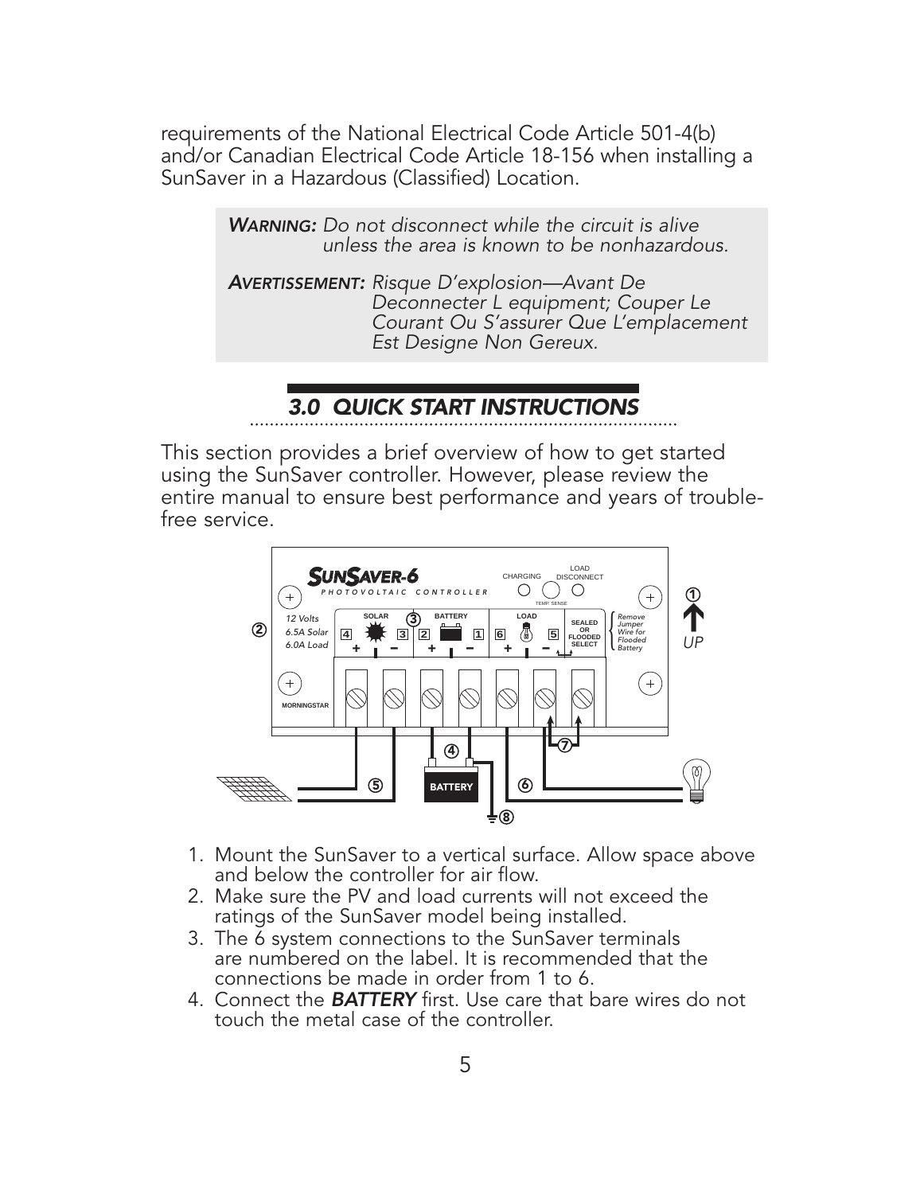requirements of the National Electrical Code Article 501-4(b) and/or Canadian Electrical Code Article 18-156 when installing a SunSaver in a Hazardous (Classified) Location.

> ***WARNING:*** *Do not disconnect while the circuit is alive unless the area is known to be nonhazardous.*
>
> ***AVERTISSEMENT:*** *Risque D'explosion—Avant De Deconnecter L equipment; Couper Le Courant Ou S'assurer Que L'emplacement Est Designe Non Gereux.*

## *3.0 QUICK START INSTRUCTIONS*

This section provides a brief overview of how to get started using the SunSaver controller. However, please review the entire manual to ensure best performance and years of trouble-free service.

1. Mount the SunSaver to a vertical surface. Allow space above and below the controller for air flow.
2. Make sure the PV and load currents will not exceed the ratings of the SunSaver model being installed.
3. The 6 system connections to the SunSaver terminals are numbered on the label. It is recommended that the connections be made in order from 1 to 6.
4. Connect the ***BATTERY*** first. Use care that bare wires do not touch the metal case of the controller.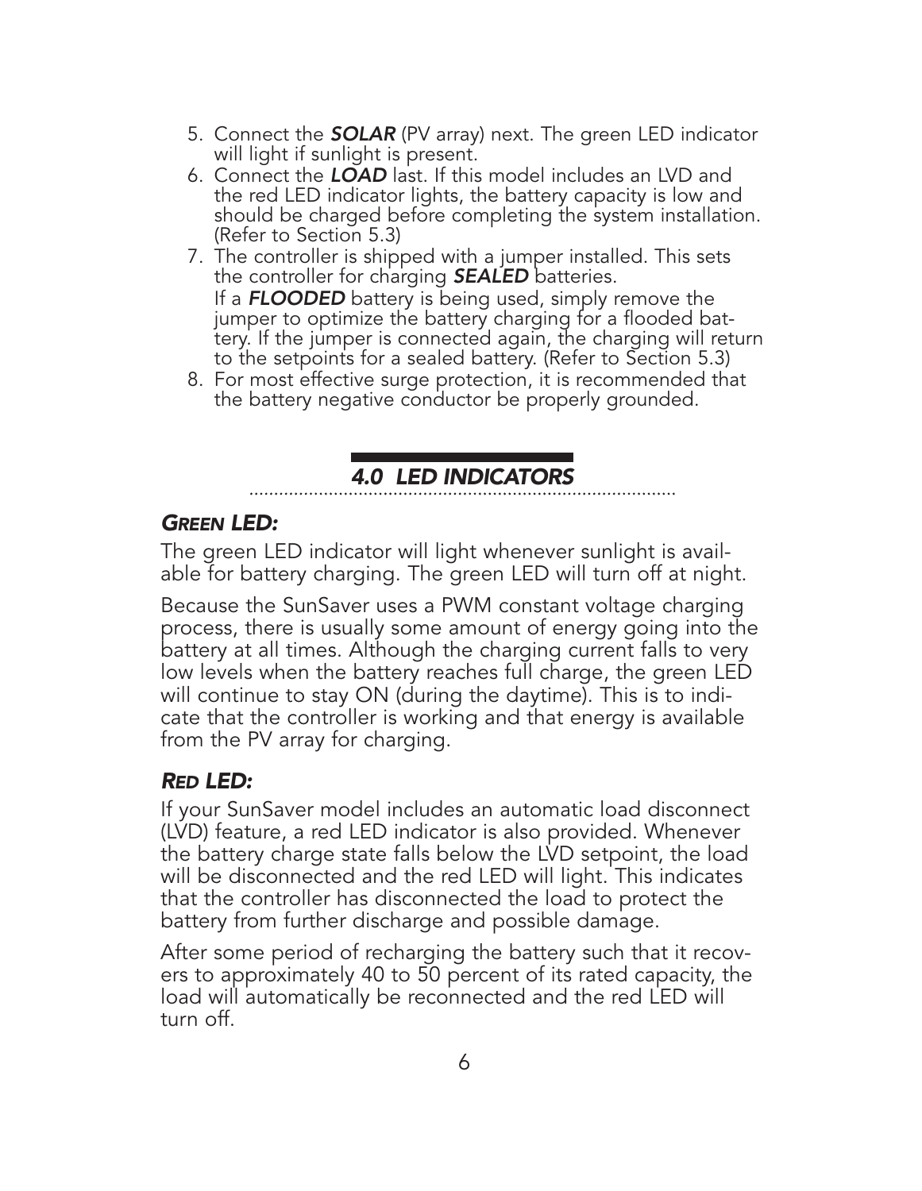5. Connect the ***SOLAR*** (PV array) next. The green LED indicator will light if sunlight is present.
6. Connect the ***LOAD*** last. If this model includes an LVD and the red LED indicator lights, the battery capacity is low and should be charged before completing the system installation. (Refer to Section 5.3)
7. The controller is shipped with a jumper installed. This sets the controller for charging ***SEALED*** batteries.
   If a ***FLOODED*** battery is being used, simply remove the jumper to optimize the battery charging for a flooded battery. If the jumper is connected again, the charging will return to the setpoints for a sealed battery. (Refer to Section 5.3)
8. For most effective surge protection, it is recommended that the battery negative conductor be properly grounded.

## *4.0 LED INDICATORS*

### *GREEN LED:*

The green LED indicator will light whenever sunlight is available for battery charging. The green LED will turn off at night.

Because the SunSaver uses a PWM constant voltage charging process, there is usually some amount of energy going into the battery at all times. Although the charging current falls to very low levels when the battery reaches full charge, the green LED will continue to stay ON (during the daytime). This is to indicate that the controller is working and that energy is available from the PV array for charging.

### *RED LED:*

If your SunSaver model includes an automatic load disconnect (LVD) feature, a red LED indicator is also provided. Whenever the battery charge state falls below the LVD setpoint, the load will be disconnected and the red LED will light. This indicates that the controller has disconnected the load to protect the battery from further discharge and possible damage.

After some period of recharging the battery such that it recovers to approximately 40 to 50 percent of its rated capacity, the load will automatically be reconnected and the red LED will turn off.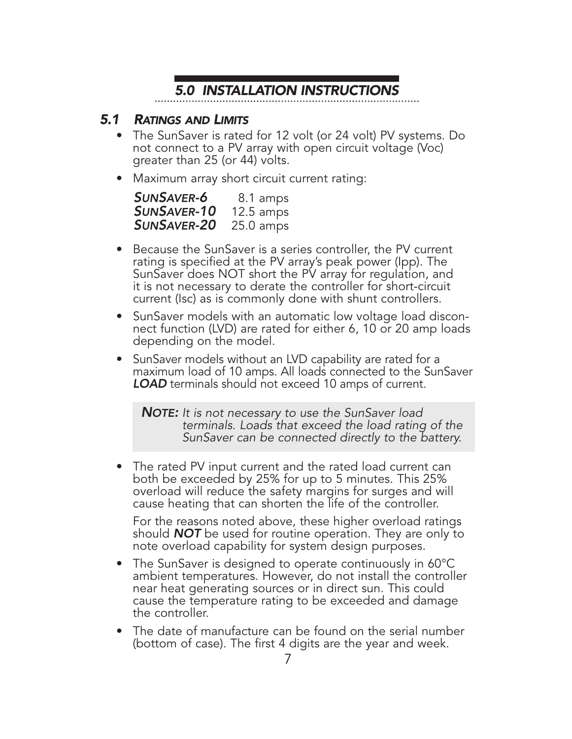# *5.0 INSTALLATION INSTRUCTIONS*

## *5.1 RATINGS AND LIMITS*

- The SunSaver is rated for 12 volt (or 24 volt) PV systems. Do not connect to a PV array with open circuit voltage (Voc) greater than 25 (or 44) volts.
- Maximum array short circuit current rating:

| | |
|---|---|
| ***SUNSAVER-6*** | 8.1 amps |
| ***SUNSAVER-10*** | 12.5 amps |
| ***SUNSAVER-20*** | 25.0 amps |

- Because the SunSaver is a series controller, the PV current rating is specified at the PV array's peak power (Ipp). The SunSaver does NOT short the PV array for regulation, and it is not necessary to derate the controller for short-circuit current (Isc) as is commonly done with shunt controllers.
- SunSaver models with an automatic low voltage load disconnect function (LVD) are rated for either 6, 10 or 20 amp loads depending on the model.
- SunSaver models without an LVD capability are rated for a maximum load of 10 amps. All loads connected to the SunSaver ***LOAD*** terminals should not exceed 10 amps of current.

> ***NOTE:*** *It is not necessary to use the SunSaver load terminals. Loads that exceed the load rating of the SunSaver can be connected directly to the battery.*

- The rated PV input current and the rated load current can both be exceeded by 25% for up to 5 minutes. This 25% overload will reduce the safety margins for surges and will cause heating that can shorten the life of the controller.

  For the reasons noted above, these higher overload ratings should ***NOT*** be used for routine operation. They are only to note overload capability for system design purposes.

- The SunSaver is designed to operate continuously in 60°C ambient temperatures. However, do not install the controller near heat generating sources or in direct sun. This could cause the temperature rating to be exceeded and damage the controller.
- The date of manufacture can be found on the serial number (bottom of case). The first 4 digits are the year and week.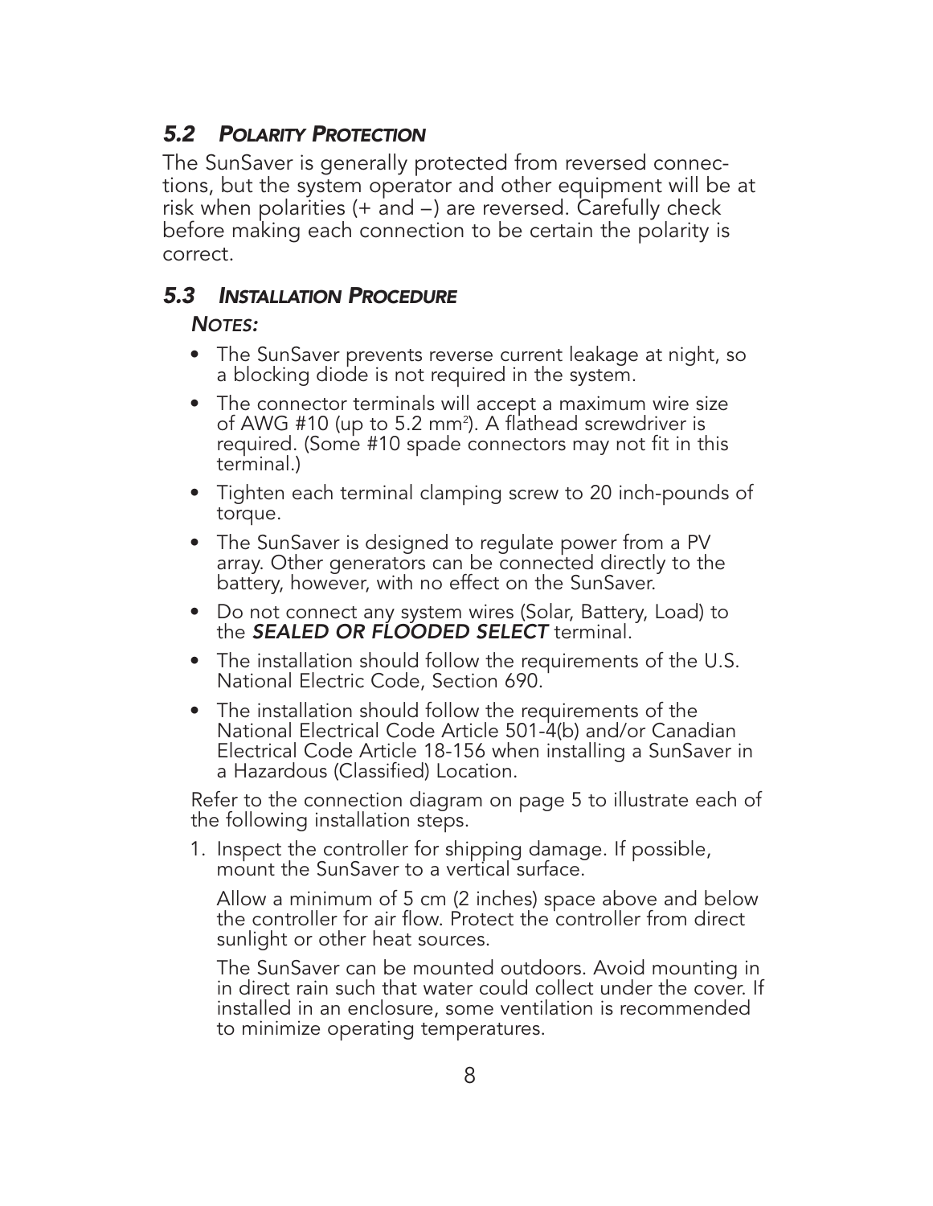## 5.2 Polarity Protection

The SunSaver is generally protected from reversed connections, but the system operator and other equipment will be at risk when polarities (+ and –) are reversed. Carefully check before making each connection to be certain the polarity is correct.

## 5.3 Installation Procedure

***Notes:***

- The SunSaver prevents reverse current leakage at night, so a blocking diode is not required in the system.
- The connector terminals will accept a maximum wire size of AWG #10 (up to 5.2 $mm^2$). A flathead screwdriver is required. (Some #10 spade connectors may not fit in this terminal.)
- Tighten each terminal clamping screw to 20 inch-pounds of torque.
- The SunSaver is designed to regulate power from a PV array. Other generators can be connected directly to the battery, however, with no effect on the SunSaver.
- Do not connect any system wires (Solar, Battery, Load) to the ***SEALED OR FLOODED SELECT*** terminal.
- The installation should follow the requirements of the U.S. National Electric Code, Section 690.
- The installation should follow the requirements of the National Electrical Code Article 501-4(b) and/or Canadian Electrical Code Article 18-156 when installing a SunSaver in a Hazardous (Classified) Location.

Refer to the connection diagram on page 5 to illustrate each of the following installation steps.

1. Inspect the controller for shipping damage. If possible, mount the SunSaver to a vertical surface.

   Allow a minimum of 5 cm (2 inches) space above and below the controller for air flow. Protect the controller from direct sunlight or other heat sources.

   The SunSaver can be mounted outdoors. Avoid mounting in in direct rain such that water could collect under the cover. If installed in an enclosure, some ventilation is recommended to minimize operating temperatures.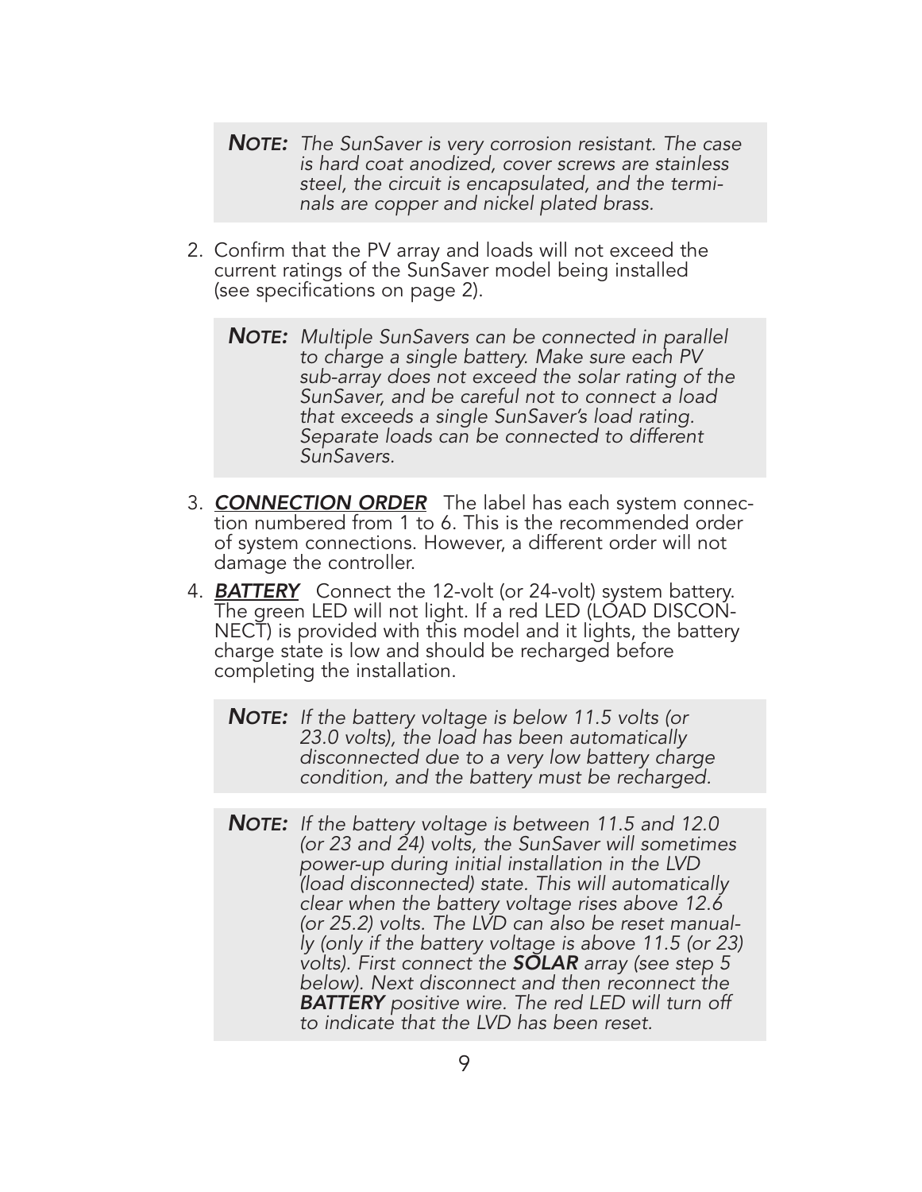> ***NOTE:*** *The SunSaver is very corrosion resistant. The case is hard coat anodized, cover screws are stainless steel, the circuit is encapsulated, and the terminals are copper and nickel plated brass.*

2. Confirm that the PV array and loads will not exceed the current ratings of the SunSaver model being installed (see specifications on page 2).

   > ***NOTE:*** *Multiple SunSavers can be connected in parallel to charge a single battery. Make sure each PV sub-array does not exceed the solar rating of the SunSaver, and be careful not to connect a load that exceeds a single SunSaver's load rating. Separate loads can be connected to different SunSavers.*

3. ***CONNECTION ORDER*** The label has each system connection numbered from 1 to 6. This is the recommended order of system connections. However, a different order will not damage the controller.

4. ***BATTERY*** Connect the 12-volt (or 24-volt) system battery. The green LED will not light. If a red LED (LOAD DISCONNECT) is provided with this model and it lights, the battery charge state is low and should be recharged before completing the installation.

   > ***NOTE:*** *If the battery voltage is below 11.5 volts (or 23.0 volts), the load has been automatically disconnected due to a very low battery charge condition, and the battery must be recharged.*

   > ***NOTE:*** *If the battery voltage is between 11.5 and 12.0 (or 23 and 24) volts, the SunSaver will sometimes power-up during initial installation in the LVD (load disconnected) state. This will automatically clear when the battery voltage rises above 12.6 (or 25.2) volts. The LVD can also be reset manually (only if the battery voltage is above 11.5 (or 23) volts). First connect the **SOLAR** array (see step 5 below). Next disconnect and then reconnect the **BATTERY** positive wire. The red LED will turn off to indicate that the LVD has been reset.*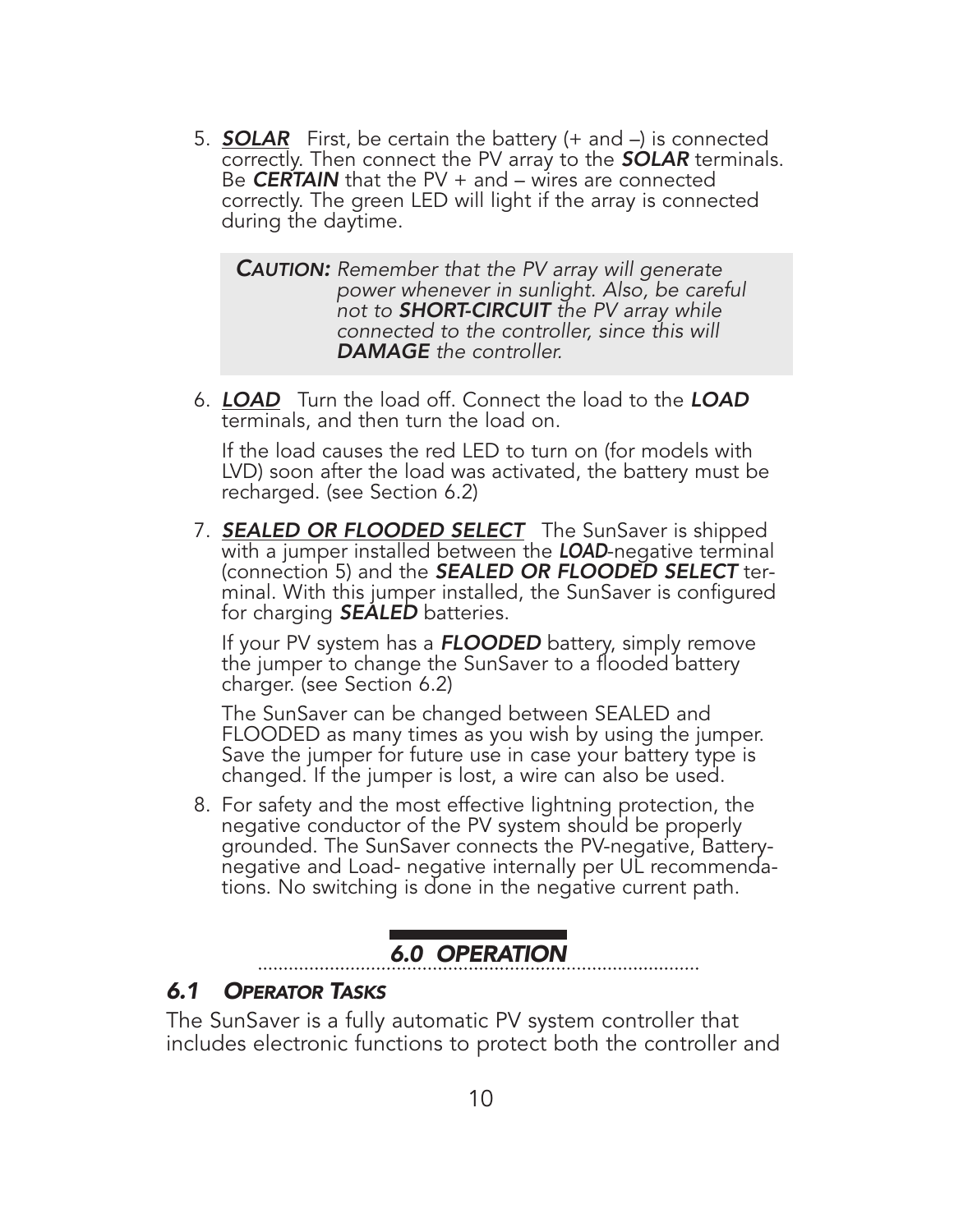5. ***SOLAR*** First, be certain the battery (+ and –) is connected correctly. Then connect the PV array to the ***SOLAR*** terminals. Be ***CERTAIN*** that the PV + and – wires are connected correctly. The green LED will light if the array is connected during the daytime.

   > ***CAUTION:*** *Remember that the PV array will generate power whenever in sunlight. Also, be careful not to **SHORT-CIRCUIT** the PV array while connected to the controller, since this will **DAMAGE** the controller.*

6. ***LOAD*** Turn the load off. Connect the load to the ***LOAD*** terminals, and then turn the load on.

   If the load causes the red LED to turn on (for models with LVD) soon after the load was activated, the battery must be recharged. (see Section 6.2)

7. ***SEALED OR FLOODED SELECT*** The SunSaver is shipped with a jumper installed between the ***LOAD***-negative terminal (connection 5) and the ***SEALED OR FLOODED SELECT*** terminal. With this jumper installed, the SunSaver is configured for charging ***SEALED*** batteries.

   If your PV system has a ***FLOODED*** battery, simply remove the jumper to change the SunSaver to a flooded battery charger. (see Section 6.2)

   The SunSaver can be changed between SEALED and FLOODED as many times as you wish by using the jumper. Save the jumper for future use in case your battery type is changed. If the jumper is lost, a wire can also be used.

8. For safety and the most effective lightning protection, the negative conductor of the PV system should be properly grounded. The SunSaver connects the PV-negative, Battery-negative and Load- negative internally per UL recommendations. No switching is done in the negative current path.

# *6.0 OPERATION*

## *6.1 OPERATOR TASKS*

The SunSaver is a fully automatic PV system controller that includes electronic functions to protect both the controller and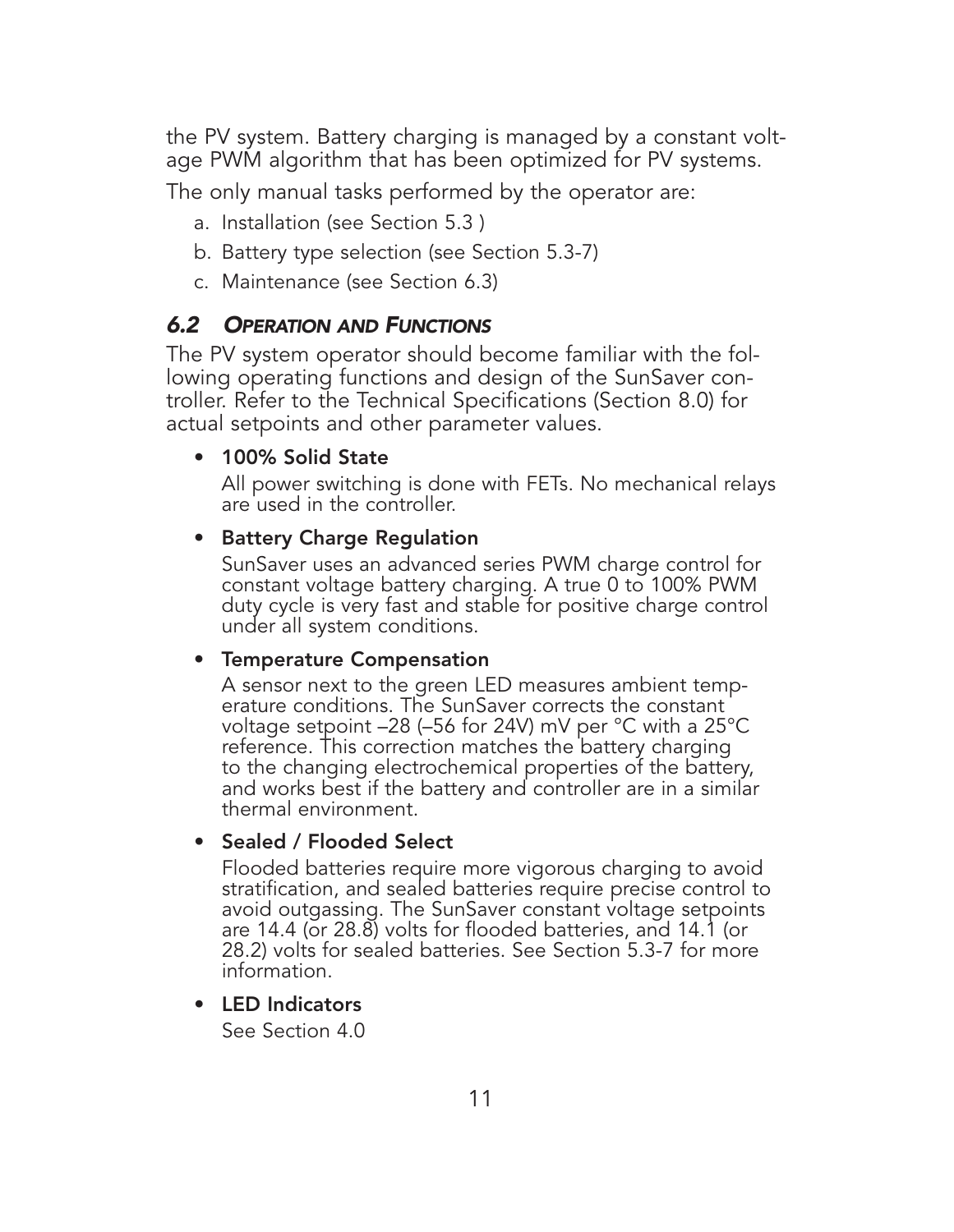the PV system. Battery charging is managed by a constant voltage PWM algorithm that has been optimized for PV systems.

The only manual tasks performed by the operator are:

a. Installation (see Section 5.3 )
b. Battery type selection (see Section 5.3-7)
c. Maintenance (see Section 6.3)

## *6.2 Operation and Functions*

The PV system operator should become familiar with the following operating functions and design of the SunSaver controller. Refer to the Technical Specifications (Section 8.0) for actual setpoints and other parameter values.

- **100% Solid State**

  All power switching is done with FETs. No mechanical relays are used in the controller.

- **Battery Charge Regulation**

  SunSaver uses an advanced series PWM charge control for constant voltage battery charging. A true 0 to 100% PWM duty cycle is very fast and stable for positive charge control under all system conditions.

- **Temperature Compensation**

  A sensor next to the green LED measures ambient temperature conditions. The SunSaver corrects the constant voltage setpoint –28 (–56 for 24V) mV per °C with a 25°C reference. This correction matches the battery charging to the changing electrochemical properties of the battery, and works best if the battery and controller are in a similar thermal environment.

- **Sealed / Flooded Select**

  Flooded batteries require more vigorous charging to avoid stratification, and sealed batteries require precise control to avoid outgassing. The SunSaver constant voltage setpoints are 14.4 (or 28.8) volts for flooded batteries, and 14.1 (or 28.2) volts for sealed batteries. See Section 5.3-7 for more information.

- **LED Indicators**

  See Section 4.0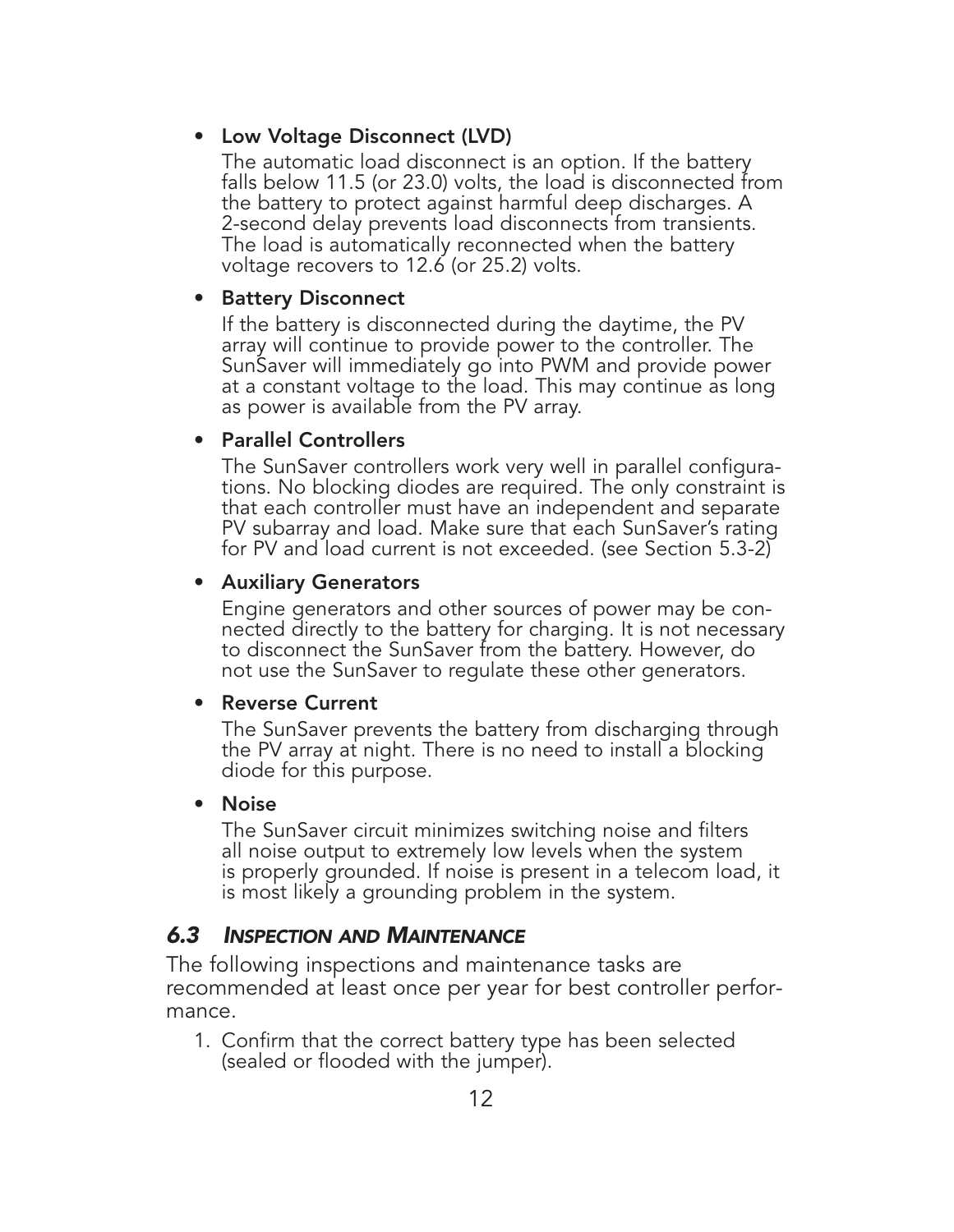- **Low Voltage Disconnect (LVD)**

  The automatic load disconnect is an option. If the battery falls below 11.5 (or 23.0) volts, the load is disconnected from the battery to protect against harmful deep discharges. A 2-second delay prevents load disconnects from transients. The load is automatically reconnected when the battery voltage recovers to 12.6 (or 25.2) volts.

- **Battery Disconnect**

  If the battery is disconnected during the daytime, the PV array will continue to provide power to the controller. The SunSaver will immediately go into PWM and provide power at a constant voltage to the load. This may continue as long as power is available from the PV array.

- **Parallel Controllers**

  The SunSaver controllers work very well in parallel configurations. No blocking diodes are required. The only constraint is that each controller must have an independent and separate PV subarray and load. Make sure that each SunSaver's rating for PV and load current is not exceeded. (see Section 5.3-2)

- **Auxiliary Generators**

  Engine generators and other sources of power may be connected directly to the battery for charging. It is not necessary to disconnect the SunSaver from the battery. However, do not use the SunSaver to regulate these other generators.

- **Reverse Current**

  The SunSaver prevents the battery from discharging through the PV array at night. There is no need to install a blocking diode for this purpose.

- **Noise**

  The SunSaver circuit minimizes switching noise and filters all noise output to extremely low levels when the system is properly grounded. If noise is present in a telecom load, it is most likely a grounding problem in the system.

## *6.3 Inspection and Maintenance*

The following inspections and maintenance tasks are recommended at least once per year for best controller performance.

1. Confirm that the correct battery type has been selected (sealed or flooded with the jumper).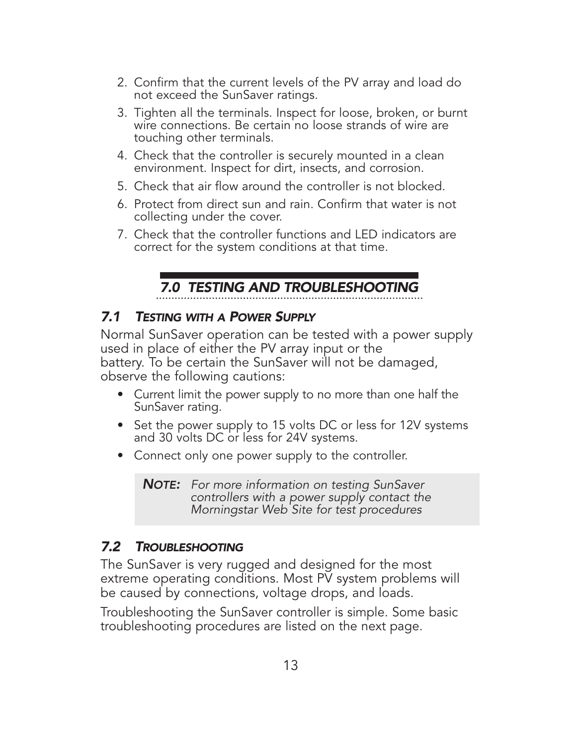2. Confirm that the current levels of the PV array and load do not exceed the SunSaver ratings.
3. Tighten all the terminals. Inspect for loose, broken, or burnt wire connections. Be certain no loose strands of wire are touching other terminals.
4. Check that the controller is securely mounted in a clean environment. Inspect for dirt, insects, and corrosion.
5. Check that air flow around the controller is not blocked.
6. Protect from direct sun and rain. Confirm that water is not collecting under the cover.
7. Check that the controller functions and LED indicators are correct for the system conditions at that time.

# *7.0 TESTING AND TROUBLESHOOTING*

## *7.1 Testing with a Power Supply*

Normal SunSaver operation can be tested with a power supply used in place of either the PV array input or the battery. To be certain the SunSaver will not be damaged, observe the following cautions:

- Current limit the power supply to no more than one half the SunSaver rating.
- Set the power supply to 15 volts DC or less for 12V systems and 30 volts DC or less for 24V systems.
- Connect only one power supply to the controller.

> ***Note:*** *For more information on testing SunSaver controllers with a power supply contact the Morningstar Web Site for test procedures*

## *7.2 Troubleshooting*

The SunSaver is very rugged and designed for the most extreme operating conditions. Most PV system problems will be caused by connections, voltage drops, and loads.

Troubleshooting the SunSaver controller is simple. Some basic troubleshooting procedures are listed on the next page.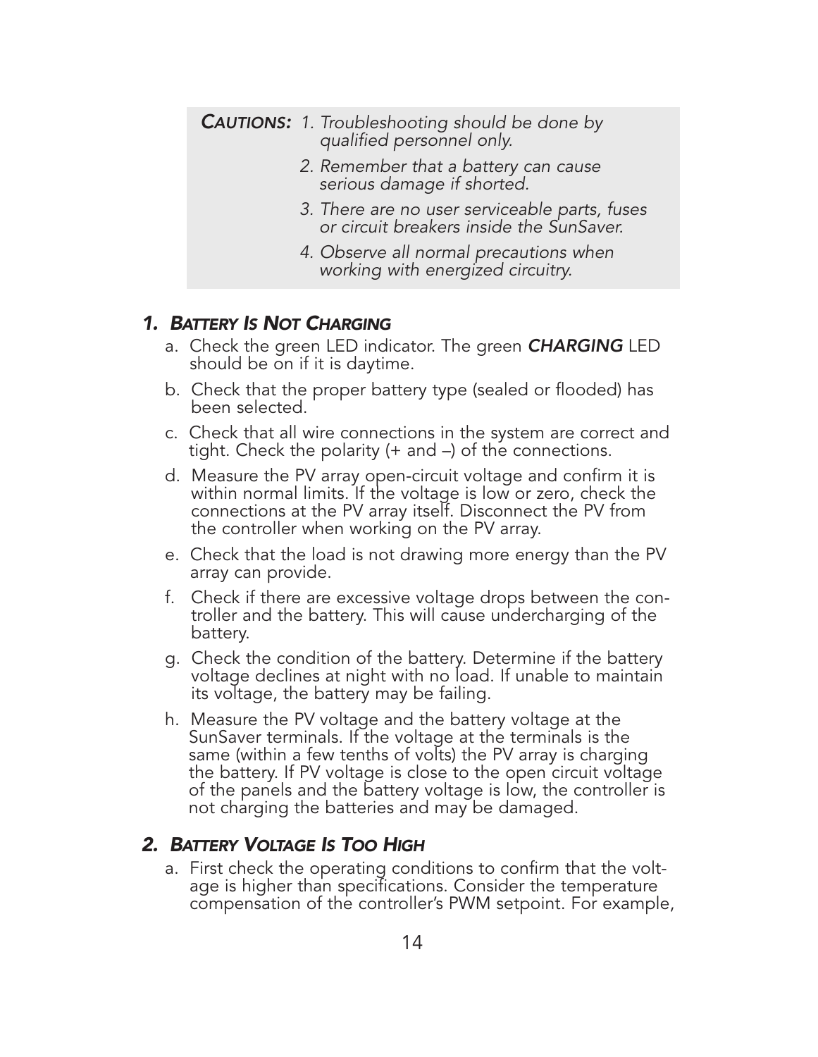> ***CAUTIONS:*** *1. Troubleshooting should be done by qualified personnel only.*
>
> *2. Remember that a battery can cause serious damage if shorted.*
>
> *3. There are no user serviceable parts, fuses or circuit breakers inside the SunSaver.*
>
> *4. Observe all normal precautions when working with energized circuitry.*

## *1. Battery Is Not Charging*

a. Check the green LED indicator. The green ***CHARGING*** LED should be on if it is daytime.

b. Check that the proper battery type (sealed or flooded) has been selected.

c. Check that all wire connections in the system are correct and tight. Check the polarity (+ and –) of the connections.

d. Measure the PV array open-circuit voltage and confirm it is within normal limits. If the voltage is low or zero, check the connections at the PV array itself. Disconnect the PV from the controller when working on the PV array.

e. Check that the load is not drawing more energy than the PV array can provide.

f. Check if there are excessive voltage drops between the controller and the battery. This will cause undercharging of the battery.

g. Check the condition of the battery. Determine if the battery voltage declines at night with no load. If unable to maintain its voltage, the battery may be failing.

h. Measure the PV voltage and the battery voltage at the SunSaver terminals. If the voltage at the terminals is the same (within a few tenths of volts) the PV array is charging the battery. If PV voltage is close to the open circuit voltage of the panels and the battery voltage is low, the controller is not charging the batteries and may be damaged.

## *2. Battery Voltage Is Too High*

a. First check the operating conditions to confirm that the voltage is higher than specifications. Consider the temperature compensation of the controller's PWM setpoint. For example,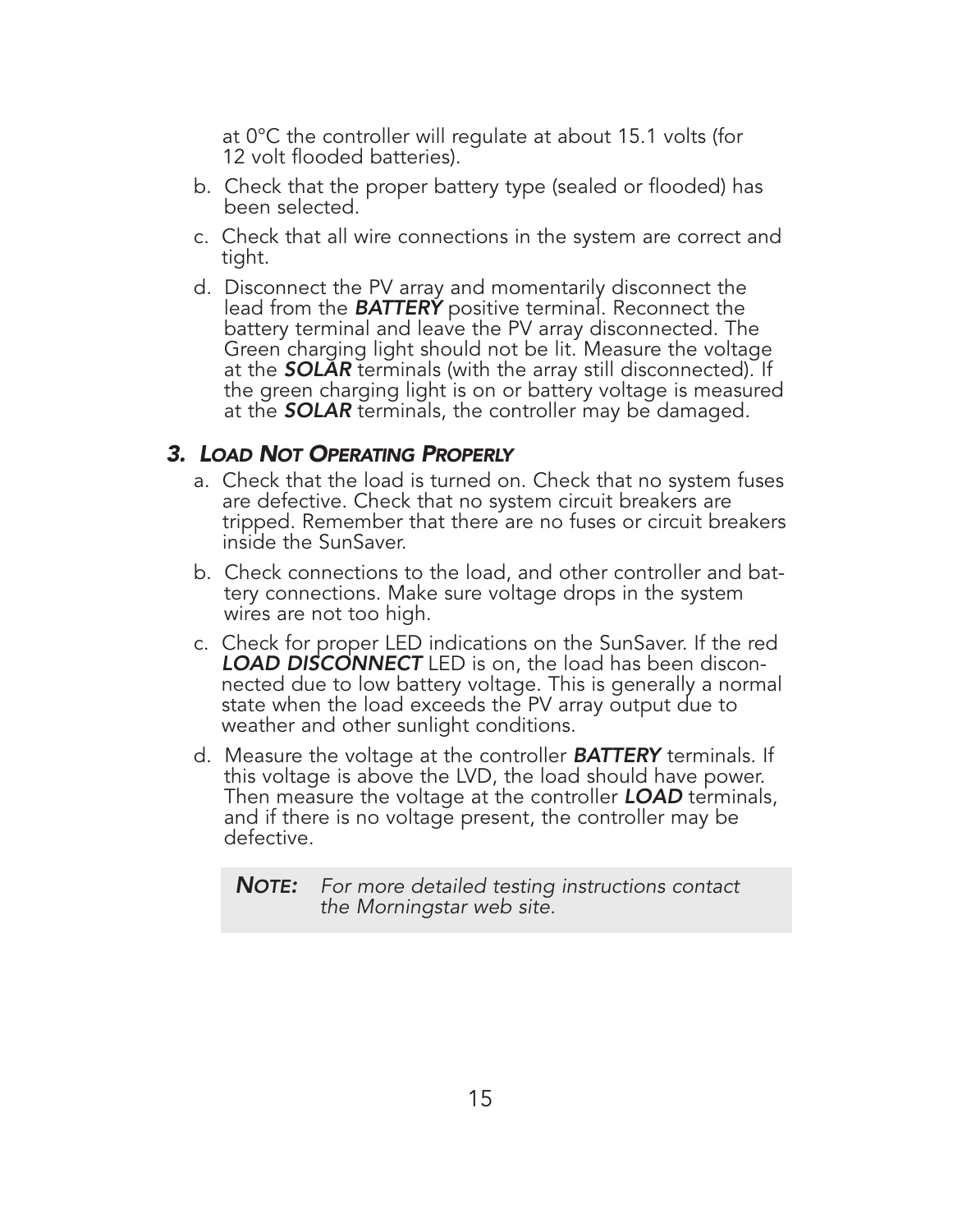at 0°C the controller will regulate at about 15.1 volts (for 12 volt flooded batteries).

b. Check that the proper battery type (sealed or flooded) has been selected.

c. Check that all wire connections in the system are correct and tight.

d. Disconnect the PV array and momentarily disconnect the lead from the ***BATTERY*** positive terminal. Reconnect the battery terminal and leave the PV array disconnected. The Green charging light should not be lit. Measure the voltage at the ***SOLAR*** terminals (with the array still disconnected). If the green charging light is on or battery voltage is measured at the ***SOLAR*** terminals, the controller may be damaged.

### *3. Load Not Operating Properly*

a. Check that the load is turned on. Check that no system fuses are defective. Check that no system circuit breakers are tripped. Remember that there are no fuses or circuit breakers inside the SunSaver.

b. Check connections to the load, and other controller and battery connections. Make sure voltage drops in the system wires are not too high.

c. Check for proper LED indications on the SunSaver. If the red ***LOAD DISCONNECT*** LED is on, the load has been disconnected due to low battery voltage. This is generally a normal state when the load exceeds the PV array output due to weather and other sunlight conditions.

d. Measure the voltage at the controller ***BATTERY*** terminals. If this voltage is above the LVD, the load should have power. Then measure the voltage at the controller ***LOAD*** terminals, and if there is no voltage present, the controller may be defective.

> ***Note:*** *For more detailed testing instructions contact the Morningstar web site.*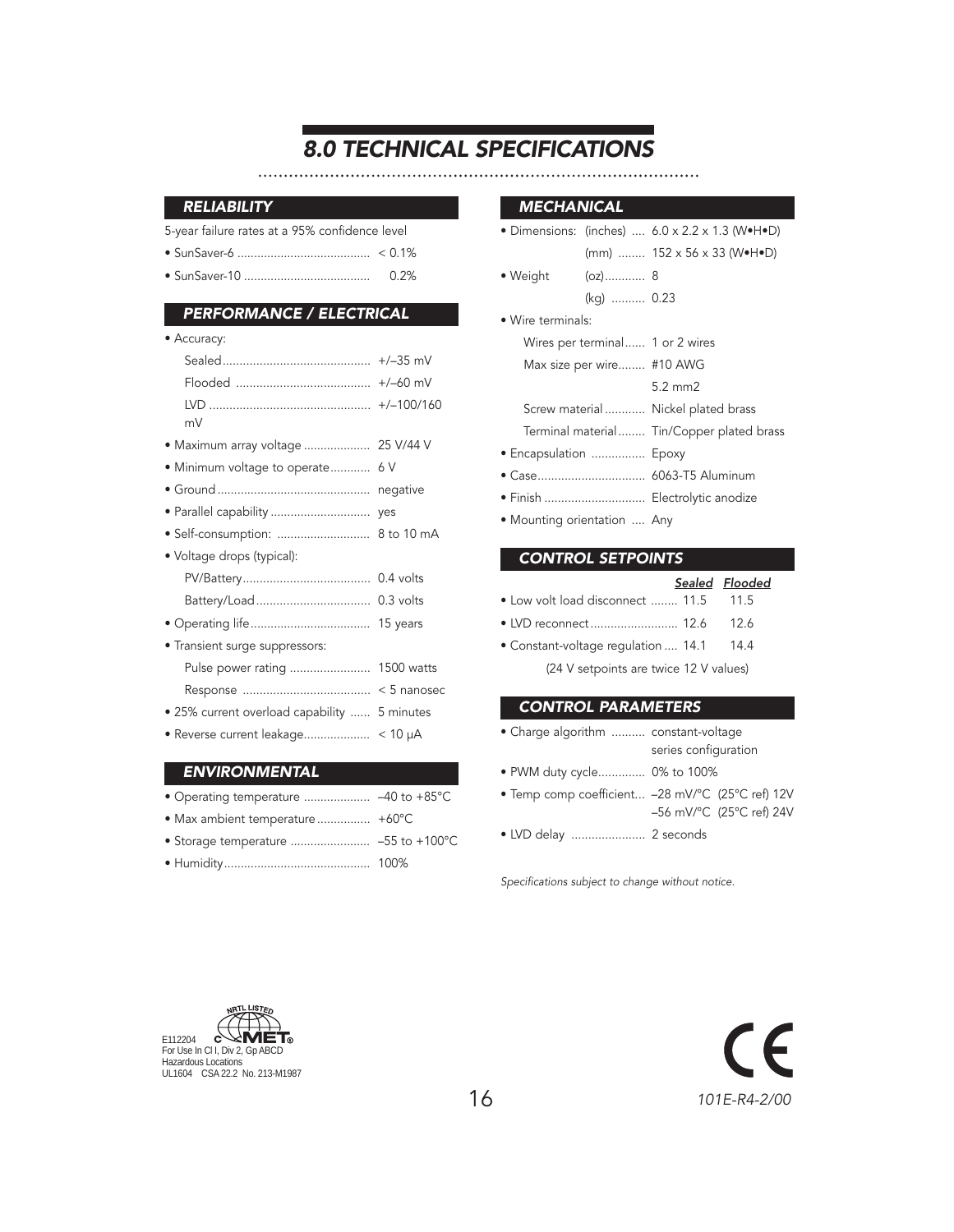# 8.0 TECHNICAL SPECIFICATIONS

## RELIABILITY

5-year failure rates at a 95% confidence level

- SunSaver-6 ........................................ < 0.1%
- SunSaver-10 ...................................... 0.2%

## PERFORMANCE / ELECTRICAL

- Accuracy:
  - Sealed............................................ +/–35 mV
  - Flooded ........................................ +/–60 mV
  - LVD ................................................ +/–100/160 mV
- Maximum array voltage .................... 25 V/44 V
- Minimum voltage to operate............ 6 V
- Ground ............................................. negative
- Parallel capability .............................. yes
- Self-consumption: ............................ 8 to 10 mA
- Voltage drops (typical):
  - PV/Battery...................................... 0.4 volts
  - Battery/Load.................................. 0.3 volts
- Operating life.................................... 15 years
- Transient surge suppressors:
  - Pulse power rating ........................ 1500 watts
  - Response ...................................... < 5 nanosec
- 25% current overload capability ...... 5 minutes
- Reverse current leakage.................... < 10 μA

## ENVIRONMENTAL

- Operating temperature .................... –40 to +85°C
- Max ambient temperature ................ +60°C
- Storage temperature ........................ –55 to +100°C
- Humidity............................................ 100%

## MECHANICAL

- Dimensions: (inches) .... 6.0 x 2.2 x 1.3 (W•H•D)
  - (mm) ........ 152 x 56 x 33 (W•H•D)
- Weight (oz)............ 8
  - (kg) .......... 0.23
- Wire terminals:
  - Wires per terminal...... 1 or 2 wires
  - Max size per wire........ #10 AWG
    - 5.2 mm2
  - Screw material ............ Nickel plated brass
  - Terminal material........ Tin/Copper plated brass
- Encapsulation ................ Epoxy
- Case................................ 6063-T5 Aluminum
- Finish .............................. Electrolytic anodize
- Mounting orientation .... Any

## CONTROL SETPOINTS

| | *Sealed* | *Flooded* |
|---|---|---|
| • Low volt load disconnect ........ | 11.5 | 11.5 |
| • LVD reconnect.......................... | 12.6 | 12.6 |
| • Constant-voltage regulation .... | 14.1 | 14.4 |

(24 V setpoints are twice 12 V values)

## CONTROL PARAMETERS

- Charge algorithm .......... constant-voltage series configuration
- PWM duty cycle............. 0% to 100%
- Temp comp coefficient... –28 mV/°C (25°C ref) 12V
  - –56 mV/°C (25°C ref) 24V
- LVD delay ...................... 2 seconds

*Specifications subject to change without notice.*

E112204
NRTL LISTED
C MET
For Use In Cl I, Div 2, Gp ABCD
Hazardous Locations
UL1604 CSA 22.2 No. 213-M1987

CE

*101E-R4-2/00*